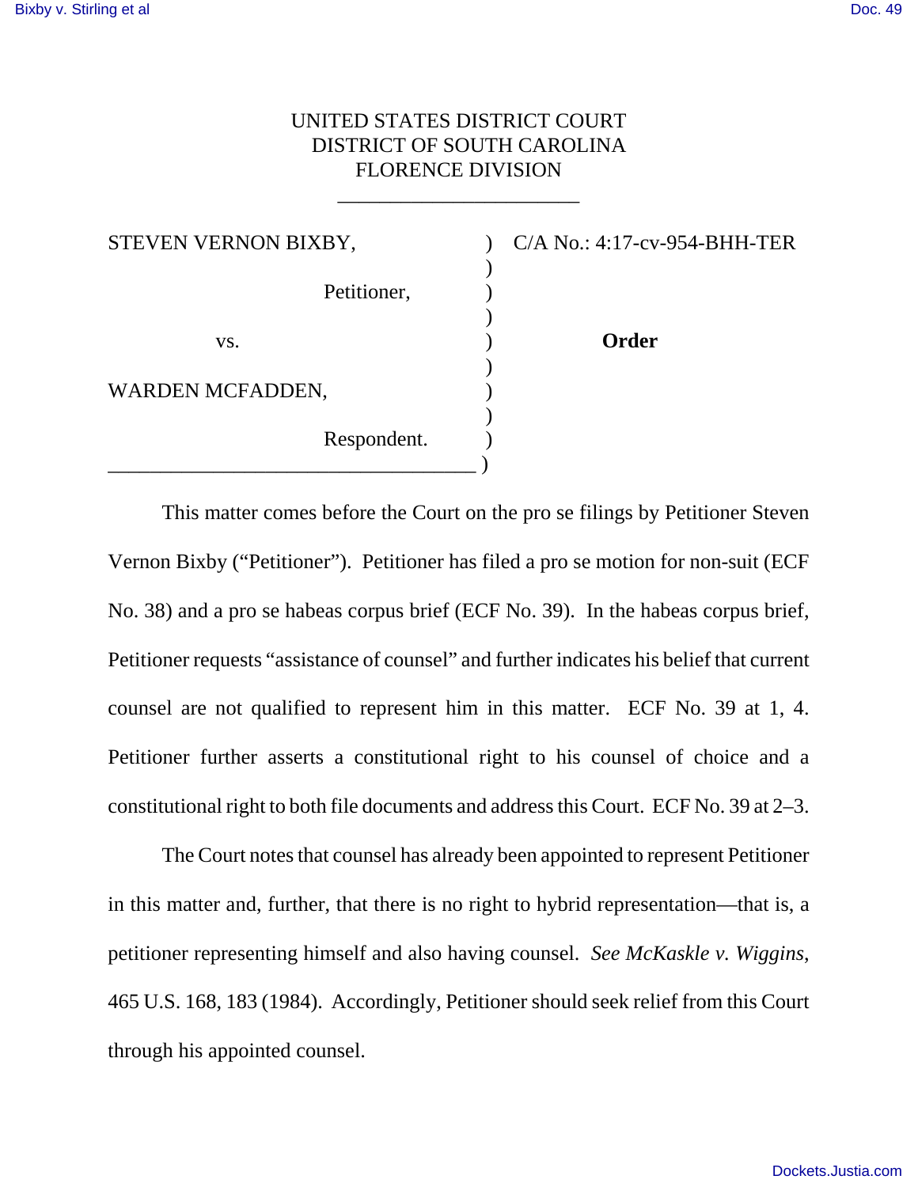UNITED STATES DISTRICT COURT
DISTRICT OF SOUTH CAROLINA
FLORENCE DIVISION

| | | |
|---|---|---|
| STEVEN VERNON BIXBY, Petitioner, | ) | C/A No.: 4:17-cv-954-BHH-TER |
| vs. | ) | **Order** |
| WARDEN MCFADDEN, Respondent. | ) | |

This matter comes before the Court on the pro se filings by Petitioner Steven Vernon Bixby ("Petitioner"). Petitioner has filed a pro se motion for non-suit (ECF No. 38) and a pro se habeas corpus brief (ECF No. 39). In the habeas corpus brief, Petitioner requests "assistance of counsel" and further indicates his belief that current counsel are not qualified to represent him in this matter. ECF No. 39 at 1, 4. Petitioner further asserts a constitutional right to his counsel of choice and a constitutional right to both file documents and address this Court. ECF No. 39 at 2–3.

The Court notes that counsel has already been appointed to represent Petitioner in this matter and, further, that there is no right to hybrid representation—that is, a petitioner representing himself and also having counsel. *See McKaskle v. Wiggins*, 465 U.S. 168, 183 (1984). Accordingly, Petitioner should seek relief from this Court through his appointed counsel.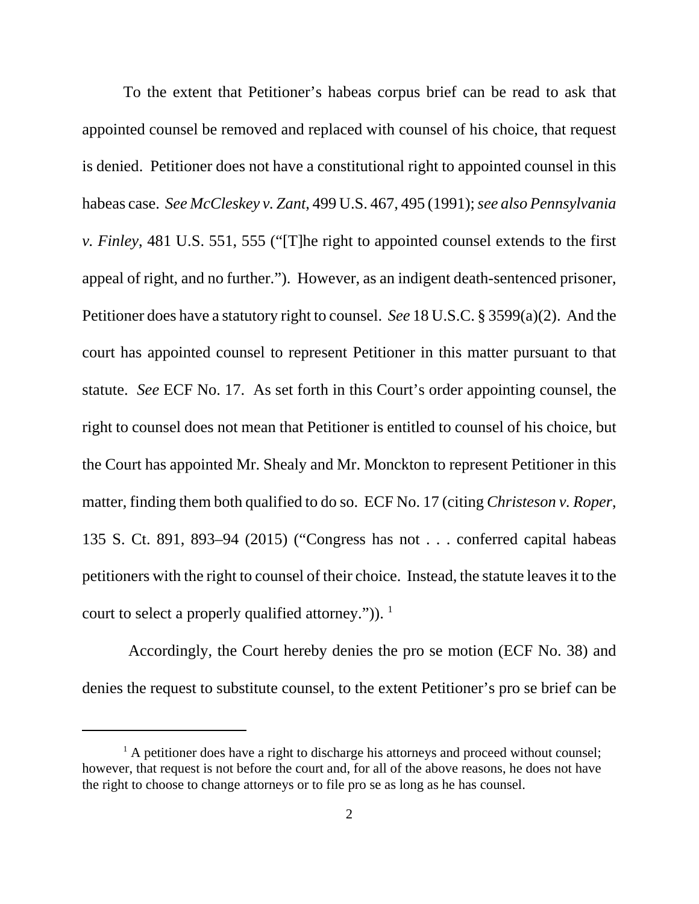To the extent that Petitioner's habeas corpus brief can be read to ask that appointed counsel be removed and replaced with counsel of his choice, that request is denied. Petitioner does not have a constitutional right to appointed counsel in this habeas case. *See McCleskey v. Zant*, 499 U.S. 467, 495 (1991); *see also Pennsylvania v. Finley*, 481 U.S. 551, 555 ("[T]he right to appointed counsel extends to the first appeal of right, and no further."). However, as an indigent death-sentenced prisoner, Petitioner does have a statutory right to counsel. *See* 18 U.S.C. § 3599(a)(2). And the court has appointed counsel to represent Petitioner in this matter pursuant to that statute. *See* ECF No. 17. As set forth in this Court's order appointing counsel, the right to counsel does not mean that Petitioner is entitled to counsel of his choice, but the Court has appointed Mr. Shealy and Mr. Monckton to represent Petitioner in this matter, finding them both qualified to do so. ECF No. 17 (citing *Christeson v. Roper*, 135 S. Ct. 891, 893–94 (2015) ("Congress has not . . . conferred capital habeas petitioners with the right to counsel of their choice. Instead, the statute leaves it to the court to select a properly qualified attorney.")). [1]

Accordingly, the Court hereby denies the pro se motion (ECF No. 38) and denies the request to substitute counsel, to the extent Petitioner's pro se brief can be

[1] A petitioner does have a right to discharge his attorneys and proceed without counsel; however, that request is not before the court and, for all of the above reasons, he does not have the right to choose to change attorneys or to file pro se as long as he has counsel.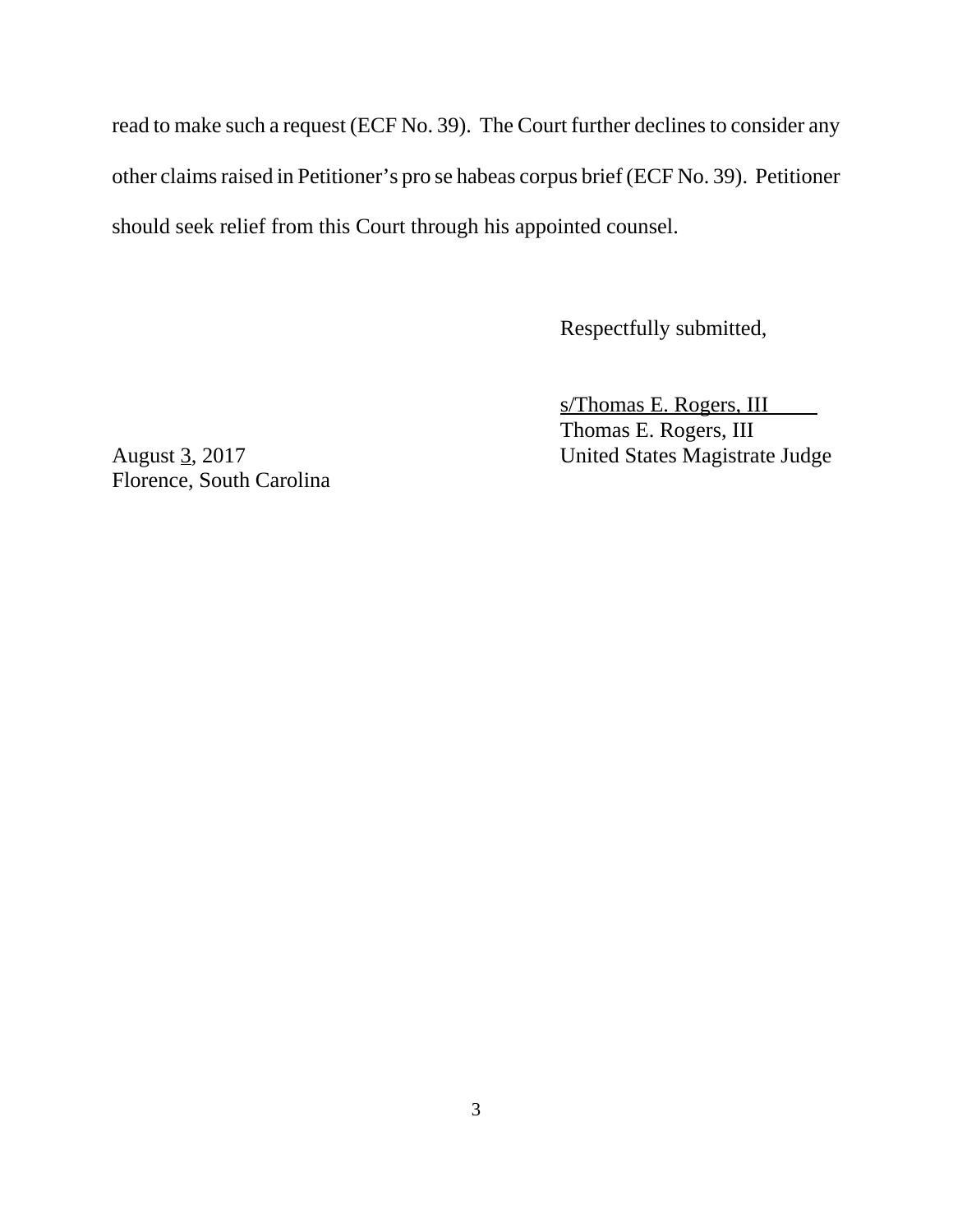read to make such a request (ECF No. 39). The Court further declines to consider any other claims raised in Petitioner's pro se habeas corpus brief (ECF No. 39). Petitioner should seek relief from this Court through his appointed counsel.

Respectfully submitted,

s/Thomas E. Rogers, III
Thomas E. Rogers, III
United States Magistrate Judge

August 3, 2017
Florence, South Carolina